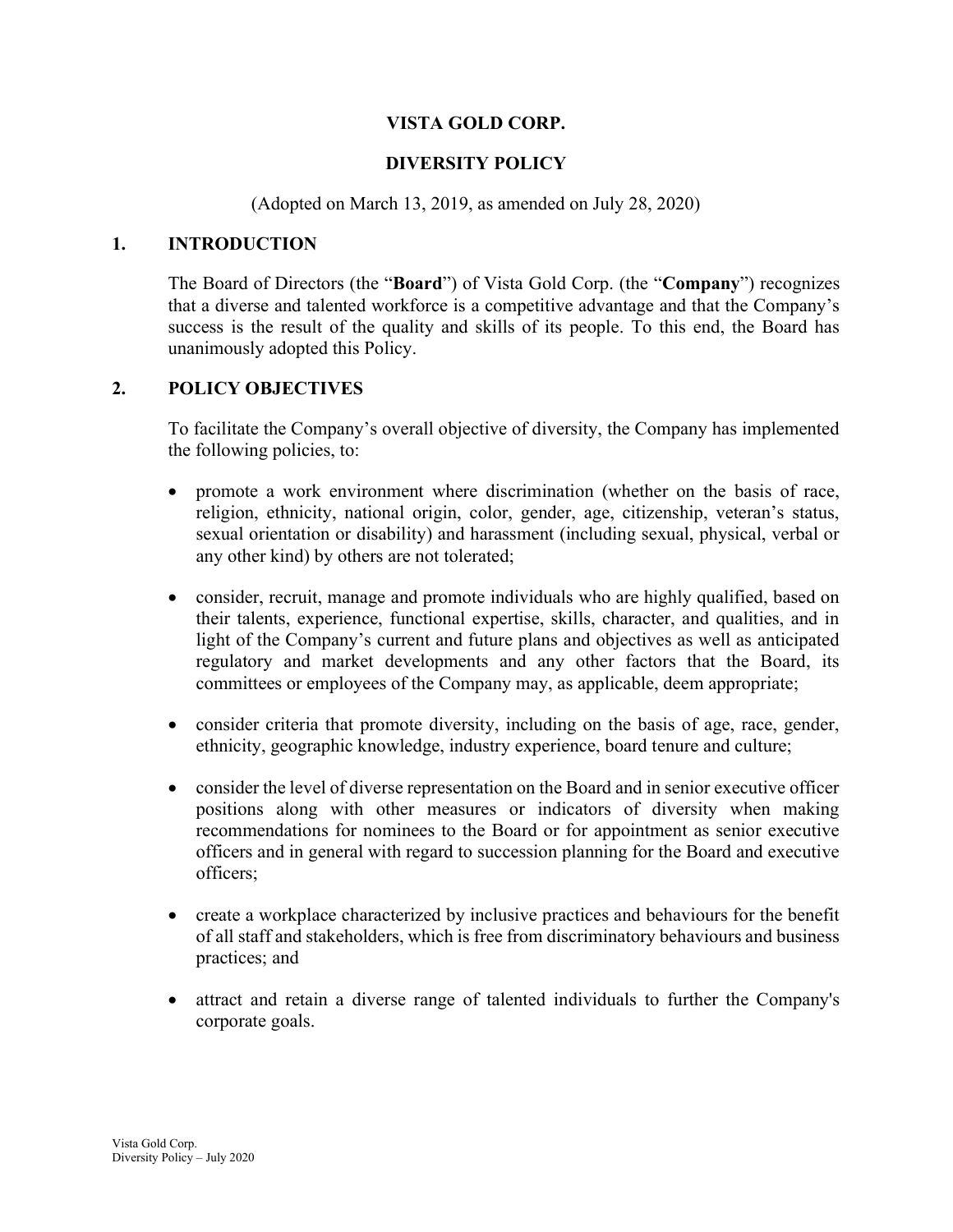# VISTA GOLD CORP.

# DIVERSITY POLICY

(Adopted on March 13, 2019, as amended on July 28, 2020)

## 1. INTRODUCTION

The Board of Directors (the "**Board**") of Vista Gold Corp. (the "**Company**") recognizes that a diverse and talented workforce is a competitive advantage and that the Company's success is the result of the quality and skills of its people. To this end, the Board has unanimously adopted this Policy.

## 2. POLICY OBJECTIVES

To facilitate the Company's overall objective of diversity, the Company has implemented the following policies, to:

- promote a work environment where discrimination (whether on the basis of race, religion, ethnicity, national origin, color, gender, age, citizenship, veteran's status, sexual orientation or disability) and harassment (including sexual, physical, verbal or any other kind) by others are not tolerated;
- consider, recruit, manage and promote individuals who are highly qualified, based on their talents, experience, functional expertise, skills, character, and qualities, and in light of the Company's current and future plans and objectives as well as anticipated regulatory and market developments and any other factors that the Board, its committees or employees of the Company may, as applicable, deem appropriate;
- consider criteria that promote diversity, including on the basis of age, race, gender, ethnicity, geographic knowledge, industry experience, board tenure and culture;
- consider the level of diverse representation on the Board and in senior executive officer positions along with other measures or indicators of diversity when making recommendations for nominees to the Board or for appointment as senior executive officers and in general with regard to succession planning for the Board and executive officers;
- create a workplace characterized by inclusive practices and behaviours for the benefit of all staff and stakeholders, which is free from discriminatory behaviours and business practices; and
- attract and retain a diverse range of talented individuals to further the Company's corporate goals.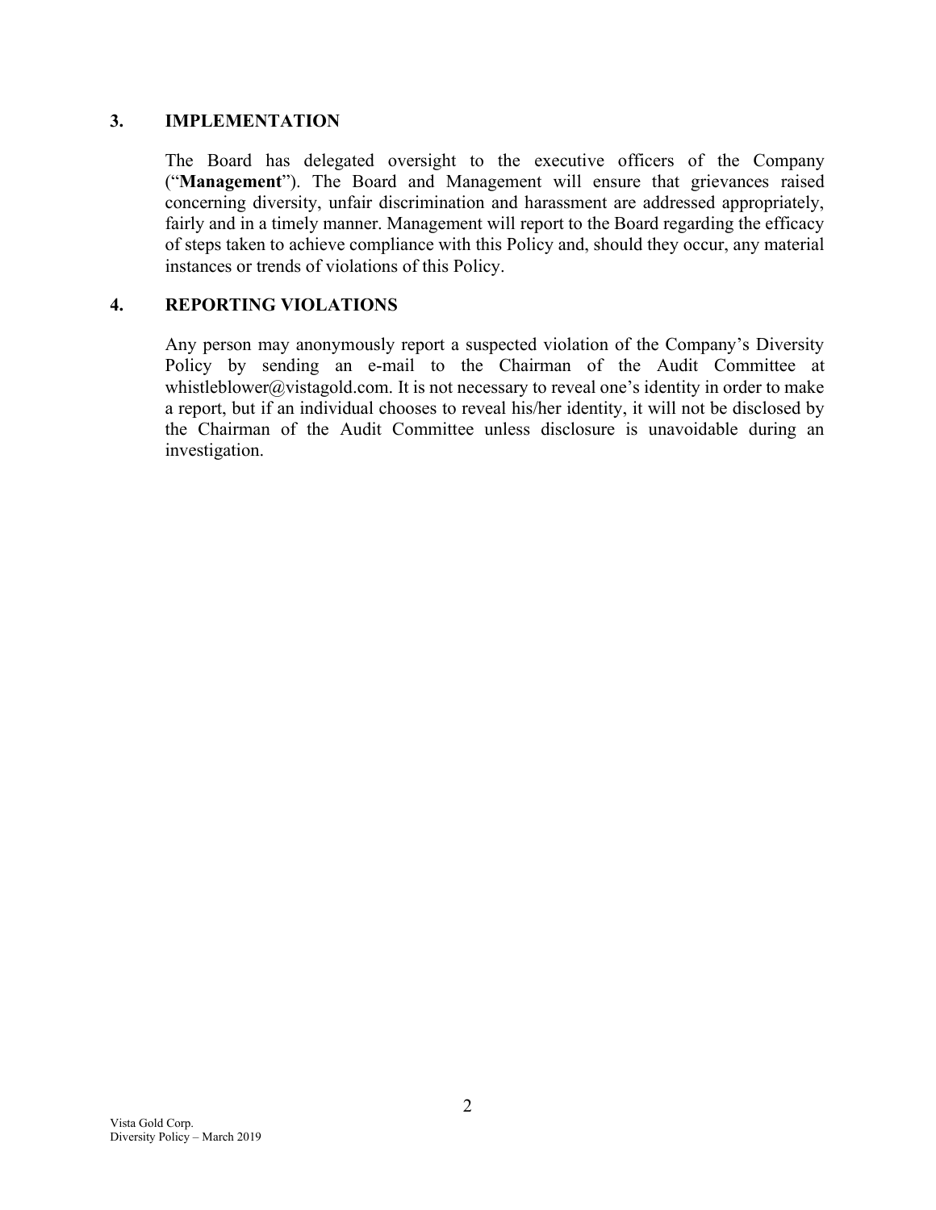## 3. IMPLEMENTATION

The Board has delegated oversight to the executive officers of the Company ("**Management**"). The Board and Management will ensure that grievances raised concerning diversity, unfair discrimination and harassment are addressed appropriately, fairly and in a timely manner. Management will report to the Board regarding the efficacy of steps taken to achieve compliance with this Policy and, should they occur, any material instances or trends of violations of this Policy.

## 4. REPORTING VIOLATIONS

Any person may anonymously report a suspected violation of the Company's Diversity Policy by sending an e-mail to the Chairman of the Audit Committee at whistleblower@vistagold.com. It is not necessary to reveal one's identity in order to make a report, but if an individual chooses to reveal his/her identity, it will not be disclosed by the Chairman of the Audit Committee unless disclosure is unavoidable during an investigation.